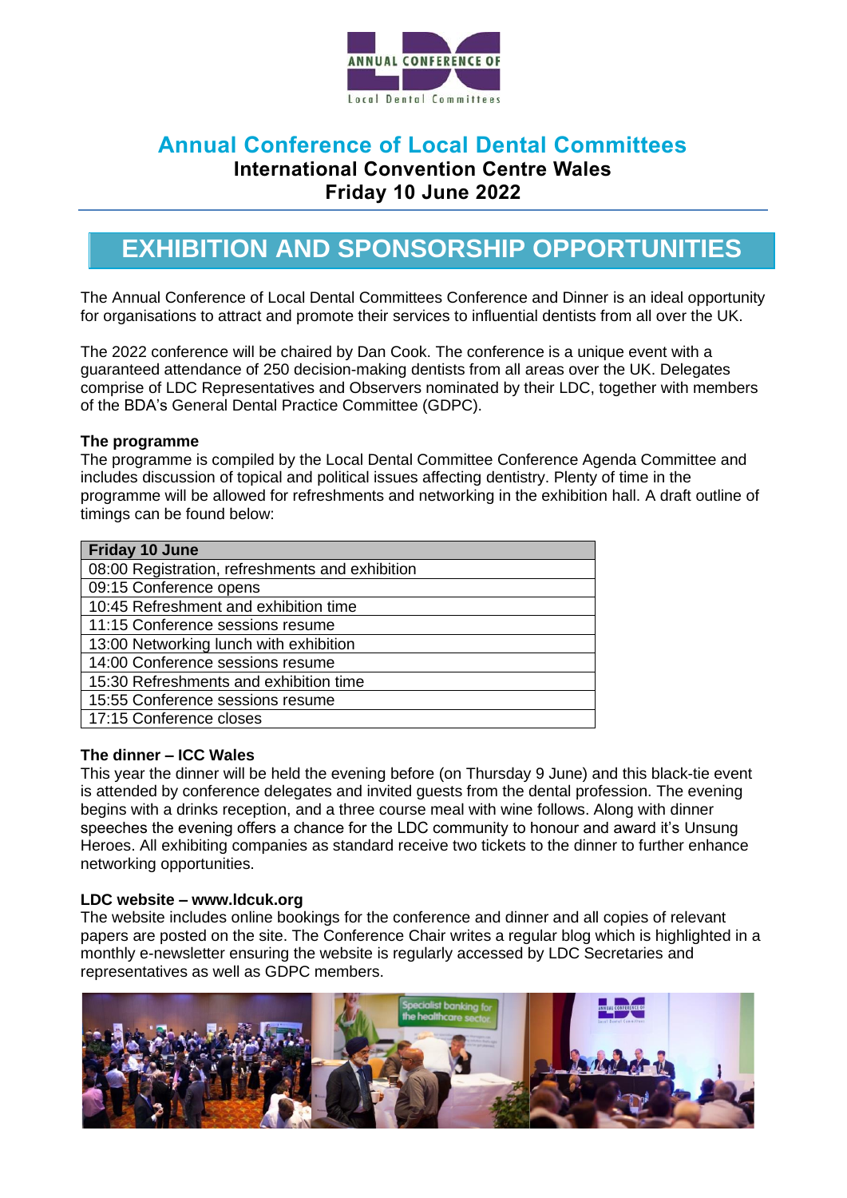# Annual Conference of Local Dental Committees

**International Convention Centre Wales**

**Friday 10 June 2022**

## EXHIBITION AND SPONSORSHIP OPPORTUNITIES

The Annual Conference of Local Dental Committees Conference and Dinner is an ideal opportunity for organisations to attract and promote their services to influential dentists from all over the UK.

The 2022 conference will be chaired by Dan Cook. The conference is a unique event with a guaranteed attendance of 250 decision-making dentists from all areas over the UK. Delegates comprise of LDC Representatives and Observers nominated by their LDC, together with members of the BDA's General Dental Practice Committee (GDPC).

### The programme

The programme is compiled by the Local Dental Committee Conference Agenda Committee and includes discussion of topical and political issues affecting dentistry. Plenty of time in the programme will be allowed for refreshments and networking in the exhibition hall. A draft outline of timings can be found below:

| Friday 10 June |
|---|
| 08:00 Registration, refreshments and exhibition |
| 09:15 Conference opens |
| 10:45 Refreshment and exhibition time |
| 11:15 Conference sessions resume |
| 13:00 Networking lunch with exhibition |
| 14:00 Conference sessions resume |
| 15:30 Refreshments and exhibition time |
| 15:55 Conference sessions resume |
| 17:15 Conference closes |

### The dinner – ICC Wales

This year the dinner will be held the evening before (on Thursday 9 June) and this black-tie event is attended by conference delegates and invited guests from the dental profession. The evening begins with a drinks reception, and a three course meal with wine follows. Along with dinner speeches the evening offers a chance for the LDC community to honour and award it's Unsung Heroes. All exhibiting companies as standard receive two tickets to the dinner to further enhance networking opportunities.

### LDC website – www.ldcuk.org

The website includes online bookings for the conference and dinner and all copies of relevant papers are posted on the site. The Conference Chair writes a regular blog which is highlighted in a monthly e-newsletter ensuring the website is regularly accessed by LDC Secretaries and representatives as well as GDPC members.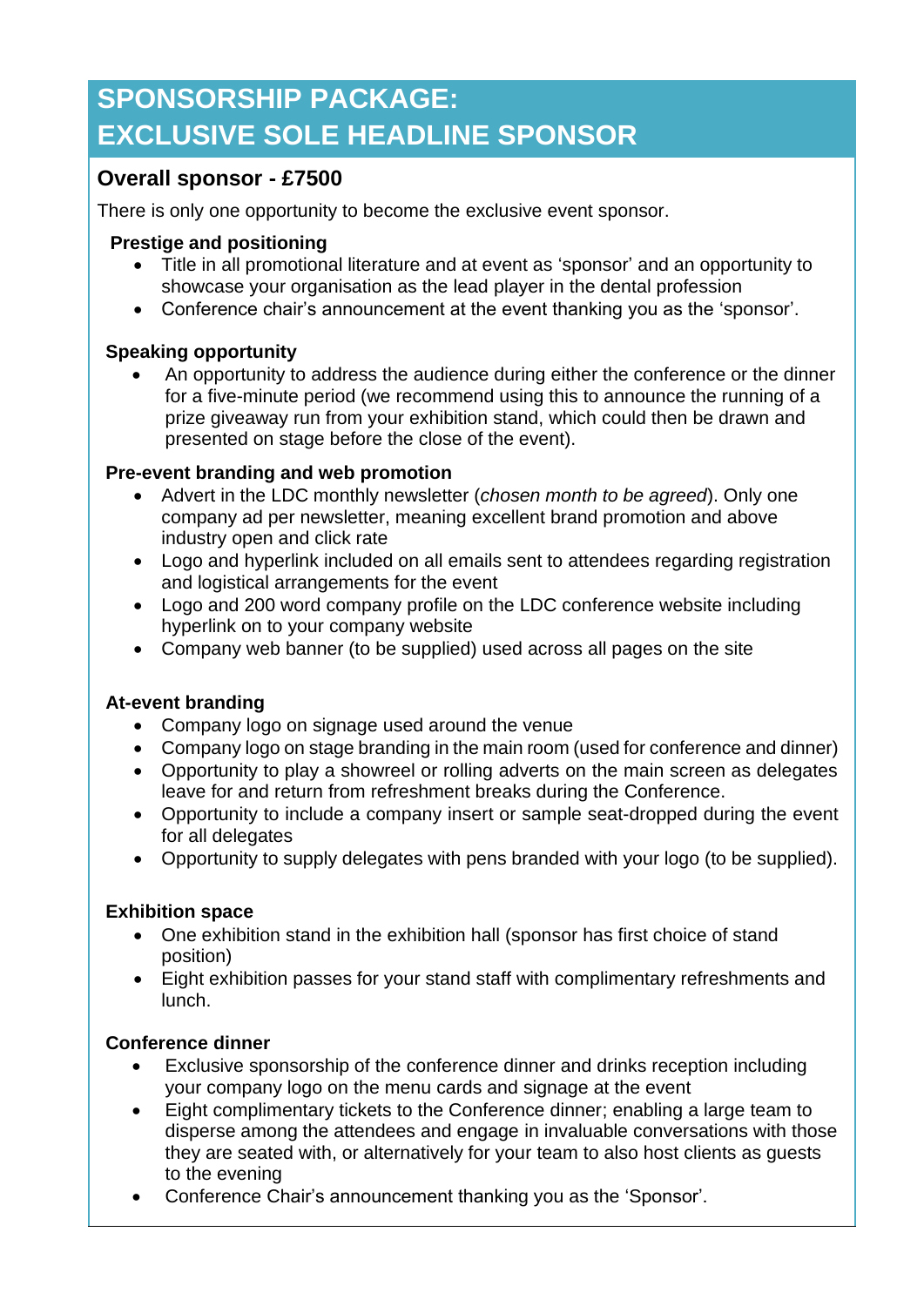# SPONSORSHIP PACKAGE: EXCLUSIVE SOLE HEADLINE SPONSOR

## Overall sponsor - £7500

There is only one opportunity to become the exclusive event sponsor.

### Prestige and positioning

- Title in all promotional literature and at event as 'sponsor' and an opportunity to showcase your organisation as the lead player in the dental profession
- Conference chair's announcement at the event thanking you as the 'sponsor'.

### Speaking opportunity

- An opportunity to address the audience during either the conference or the dinner for a five-minute period (we recommend using this to announce the running of a prize giveaway run from your exhibition stand, which could then be drawn and presented on stage before the close of the event).

### Pre-event branding and web promotion

- Advert in the LDC monthly newsletter (*chosen month to be agreed*). Only one company ad per newsletter, meaning excellent brand promotion and above industry open and click rate
- Logo and hyperlink included on all emails sent to attendees regarding registration and logistical arrangements for the event
- Logo and 200 word company profile on the LDC conference website including hyperlink on to your company website
- Company web banner (to be supplied) used across all pages on the site

### At-event branding

- Company logo on signage used around the venue
- Company logo on stage branding in the main room (used for conference and dinner)
- Opportunity to play a showreel or rolling adverts on the main screen as delegates leave for and return from refreshment breaks during the Conference.
- Opportunity to include a company insert or sample seat-dropped during the event for all delegates
- Opportunity to supply delegates with pens branded with your logo (to be supplied).

### Exhibition space

- One exhibition stand in the exhibition hall (sponsor has first choice of stand position)
- Eight exhibition passes for your stand staff with complimentary refreshments and lunch.

### Conference dinner

- Exclusive sponsorship of the conference dinner and drinks reception including your company logo on the menu cards and signage at the event
- Eight complimentary tickets to the Conference dinner; enabling a large team to disperse among the attendees and engage in invaluable conversations with those they are seated with, or alternatively for your team to also host clients as guests to the evening
- Conference Chair's announcement thanking you as the 'Sponsor'.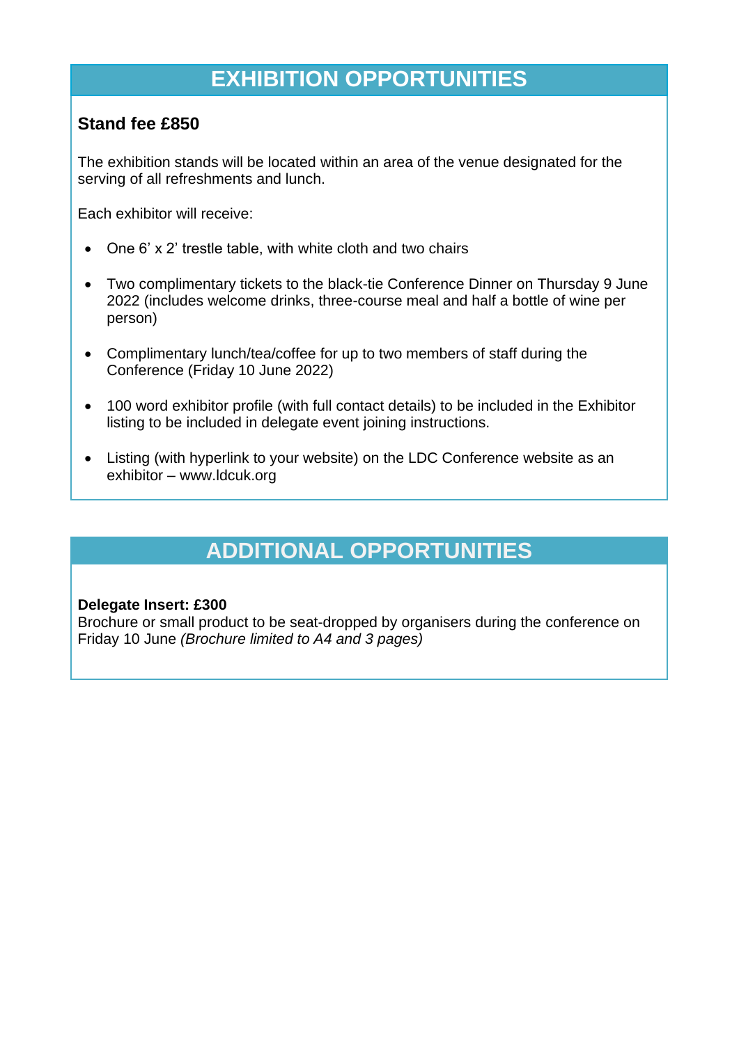## EXHIBITION OPPORTUNITIES

**Stand fee £850**

The exhibition stands will be located within an area of the venue designated for the serving of all refreshments and lunch.

Each exhibitor will receive:

- One 6' x 2' trestle table, with white cloth and two chairs
- Two complimentary tickets to the black-tie Conference Dinner on Thursday 9 June 2022 (includes welcome drinks, three-course meal and half a bottle of wine per person)
- Complimentary lunch/tea/coffee for up to two members of staff during the Conference (Friday 10 June 2022)
- 100 word exhibitor profile (with full contact details) to be included in the Exhibitor listing to be included in delegate event joining instructions.
- Listing (with hyperlink to your website) on the LDC Conference website as an exhibitor – www.ldcuk.org

## ADDITIONAL OPPORTUNITIES

**Delegate Insert: £300**
Brochure or small product to be seat-dropped by organisers during the conference on Friday 10 June *(Brochure limited to A4 and 3 pages)*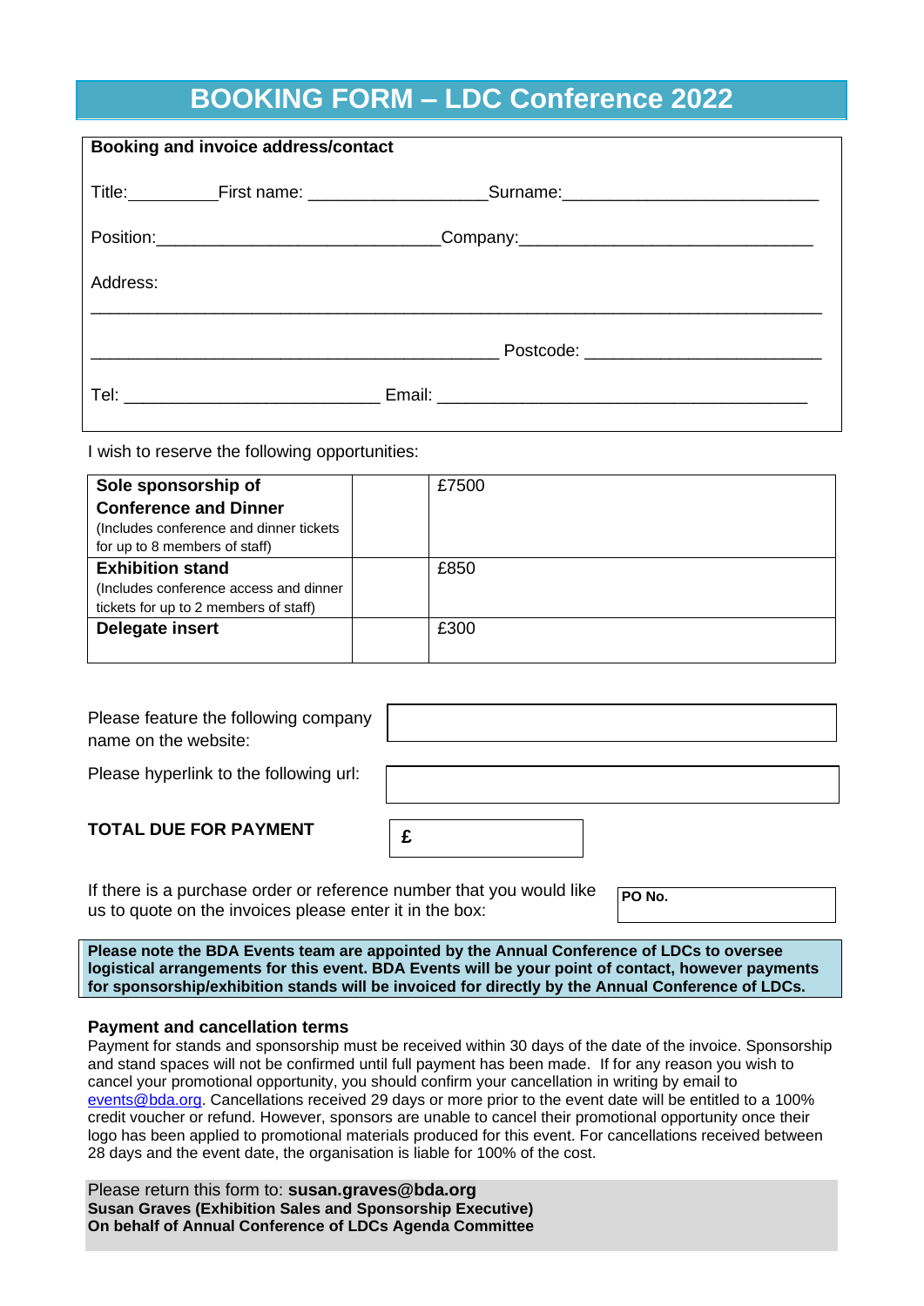# BOOKING FORM – LDC Conference 2022

**Booking and invoice address/contact**

Title:__________ First name: ___________________ Surname:___________________________

Position:______________________________ Company:_______________________________

Address:

_____________________________________________________________________________

___________________________________________ Postcode: _________________________

Tel: ___________________________ Email: _______________________________________

I wish to reserve the following opportunities:

| | | |
|---|---|---|
| **Sole sponsorship of Conference and Dinner** (Includes conference and dinner tickets for up to 8 members of staff) | | £7500 |
| **Exhibition stand** (Includes conference access and dinner tickets for up to 2 members of staff) | | £850 |
| **Delegate insert** | | £300 |

Please feature the following company name on the website:

Please hyperlink to the following url:

**TOTAL DUE FOR PAYMENT** **£**

If there is a purchase order or reference number that you would like us to quote on the invoices please enter it in the box: **PO No.**

**Please note the BDA Events team are appointed by the Annual Conference of LDCs to oversee logistical arrangements for this event. BDA Events will be your point of contact, however payments for sponsorship/exhibition stands will be invoiced for directly by the Annual Conference of LDCs.**

**Payment and cancellation terms**

Payment for stands and sponsorship must be received within 30 days of the date of the invoice. Sponsorship and stand spaces will not be confirmed until full payment has been made. If for any reason you wish to cancel your promotional opportunity, you should confirm your cancellation in writing by email to events@bda.org. Cancellations received 29 days or more prior to the event date will be entitled to a 100% credit voucher or refund. However, sponsors are unable to cancel their promotional opportunity once their logo has been applied to promotional materials produced for this event. For cancellations received between 28 days and the event date, the organisation is liable for 100% of the cost.

Please return this form to: **susan.graves@bda.org**
**Susan Graves (Exhibition Sales and Sponsorship Executive)**
**On behalf of Annual Conference of LDCs Agenda Committee**